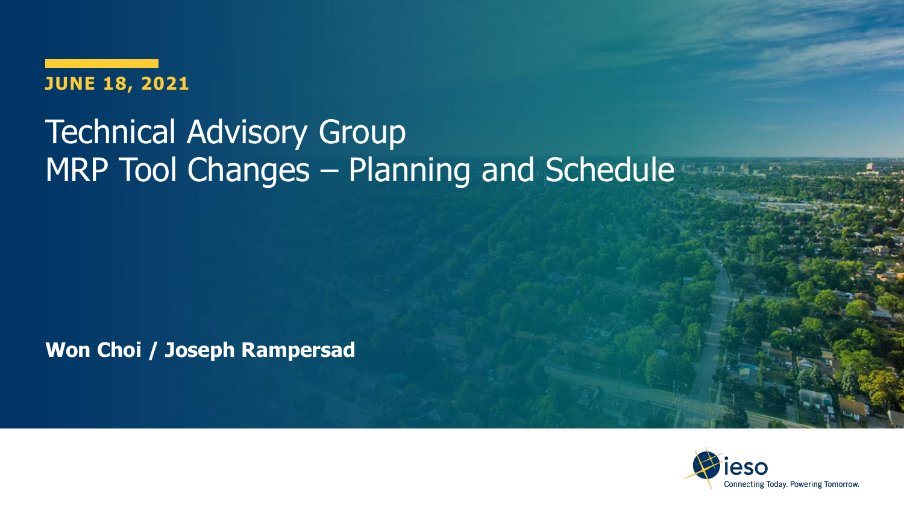**JUNE 18, 2021**

# Technical Advisory Group
# MRP Tool Changes – Planning and Schedule

**Won Choi / Joseph Rampersad**

ieso

Connecting Today. Powering Tomorrow.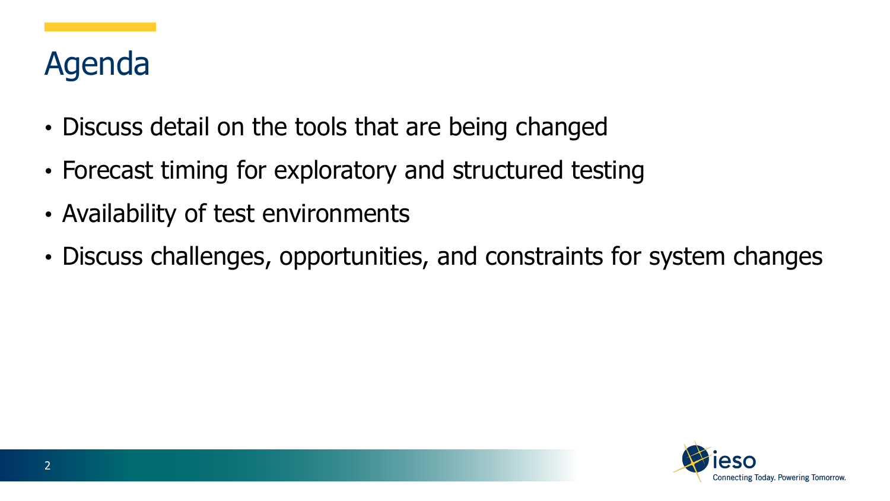# Agenda

- Discuss detail on the tools that are being changed
- Forecast timing for exploratory and structured testing
- Availability of test environments
- Discuss challenges, opportunities, and constraints for system changes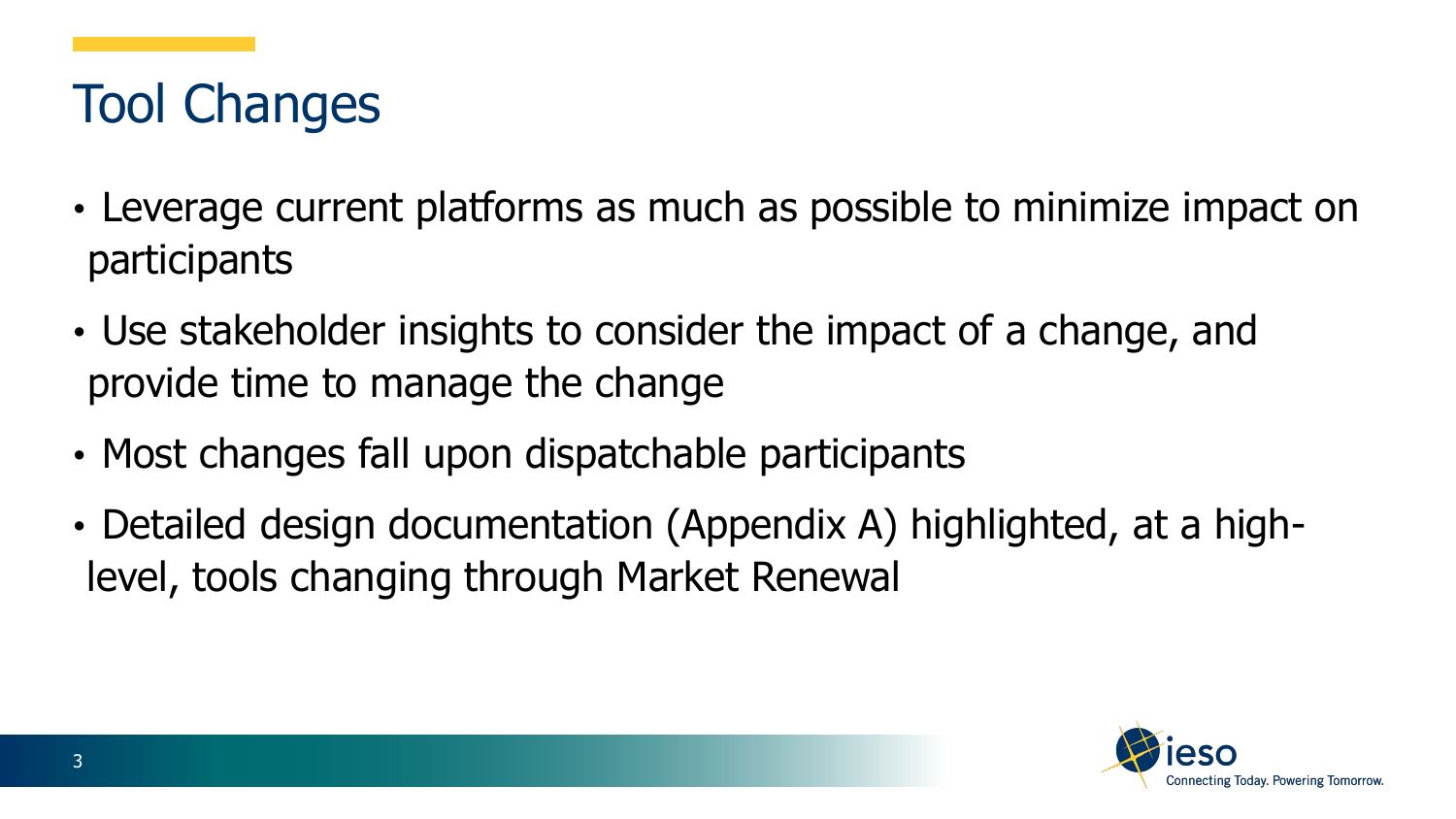# Tool Changes

- Leverage current platforms as much as possible to minimize impact on participants
- Use stakeholder insights to consider the impact of a change, and provide time to manage the change
- Most changes fall upon dispatchable participants
- Detailed design documentation (Appendix A) highlighted, at a high-level, tools changing through Market Renewal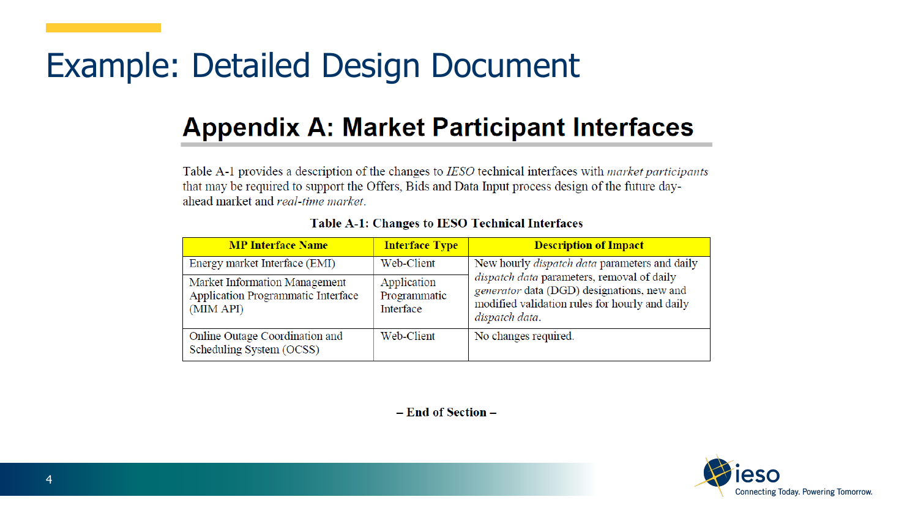# Example: Detailed Design Document

## Appendix A: Market Participant Interfaces

Table A-1 provides a description of the changes to *IESO* technical interfaces with *market participants* that may be required to support the Offers, Bids and Data Input process design of the future day-ahead market and *real-time market*.

**Table A-1: Changes to IESO Technical Interfaces**

| MP Interface Name | Interface Type | Description of Impact |
|---|---|---|
| Energy market Interface (EMI) | Web-Client | New hourly *dispatch data* parameters and daily *dispatch data* parameters, removal of daily *generator* data (DGD) designations, new and modified validation rules for hourly and daily *dispatch data*. |
| Market Information Management Application Programmatic Interface (MIM API) | Application Programmatic Interface | |
| Online Outage Coordination and Scheduling System (OCSS) | Web-Client | No changes required. |

**– End of Section –**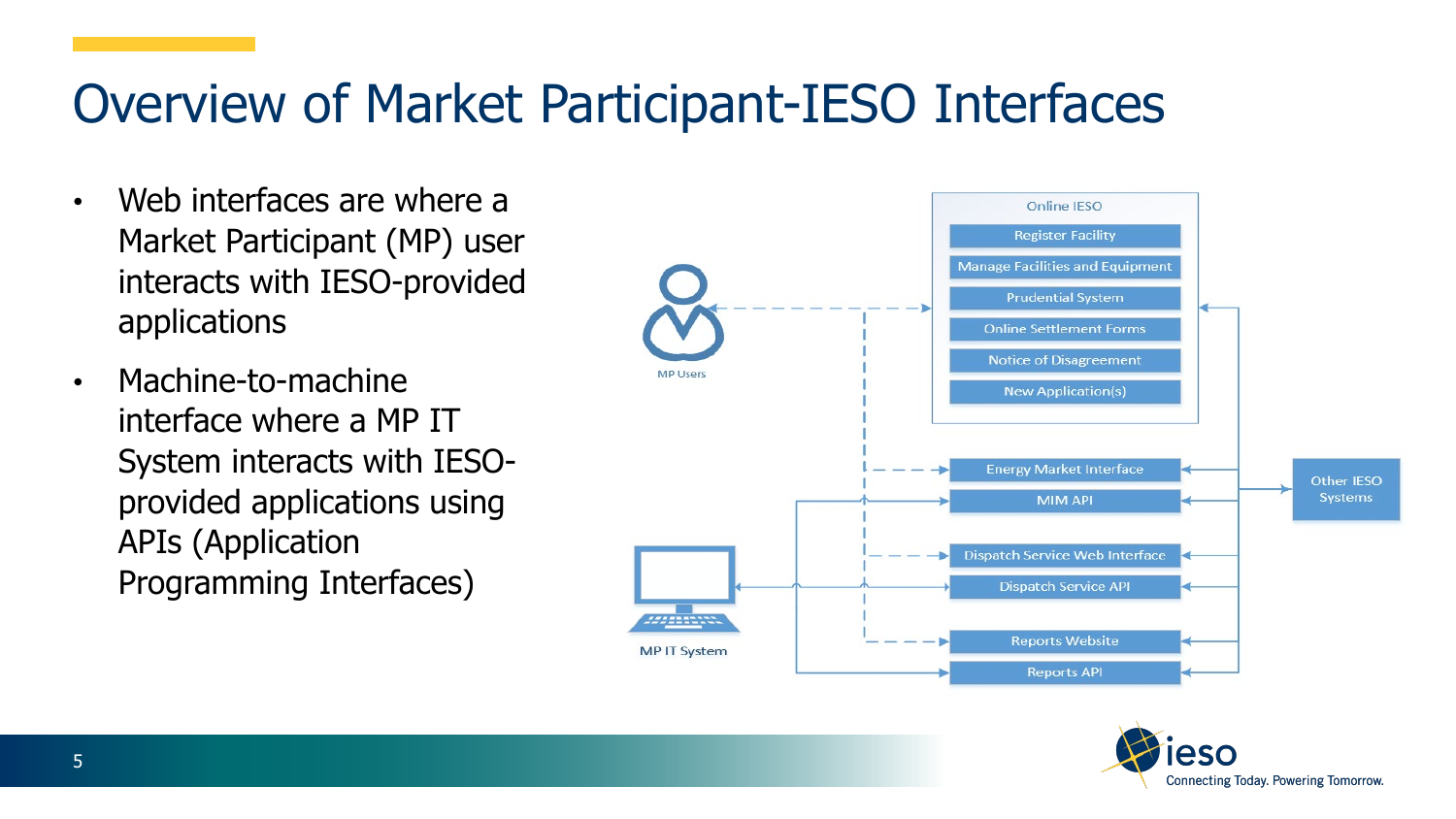# Overview of Market Participant-IESO Interfaces

- Web interfaces are where a Market Participant (MP) user interacts with IESO-provided applications
- Machine-to-machine interface where a MP IT System interacts with IESO-provided applications using APIs (Application Programming Interfaces)

MP Users

MP IT System

Online IESO
- Register Facility
- Manage Facilities and Equipment
- Prudential System
- Online Settlement Forms
- Notice of Disagreement
- New Application(s)

Energy Market Interface

MIM API

Dispatch Service Web Interface

Dispatch Service API

Reports Website

Reports API

Other IESO Systems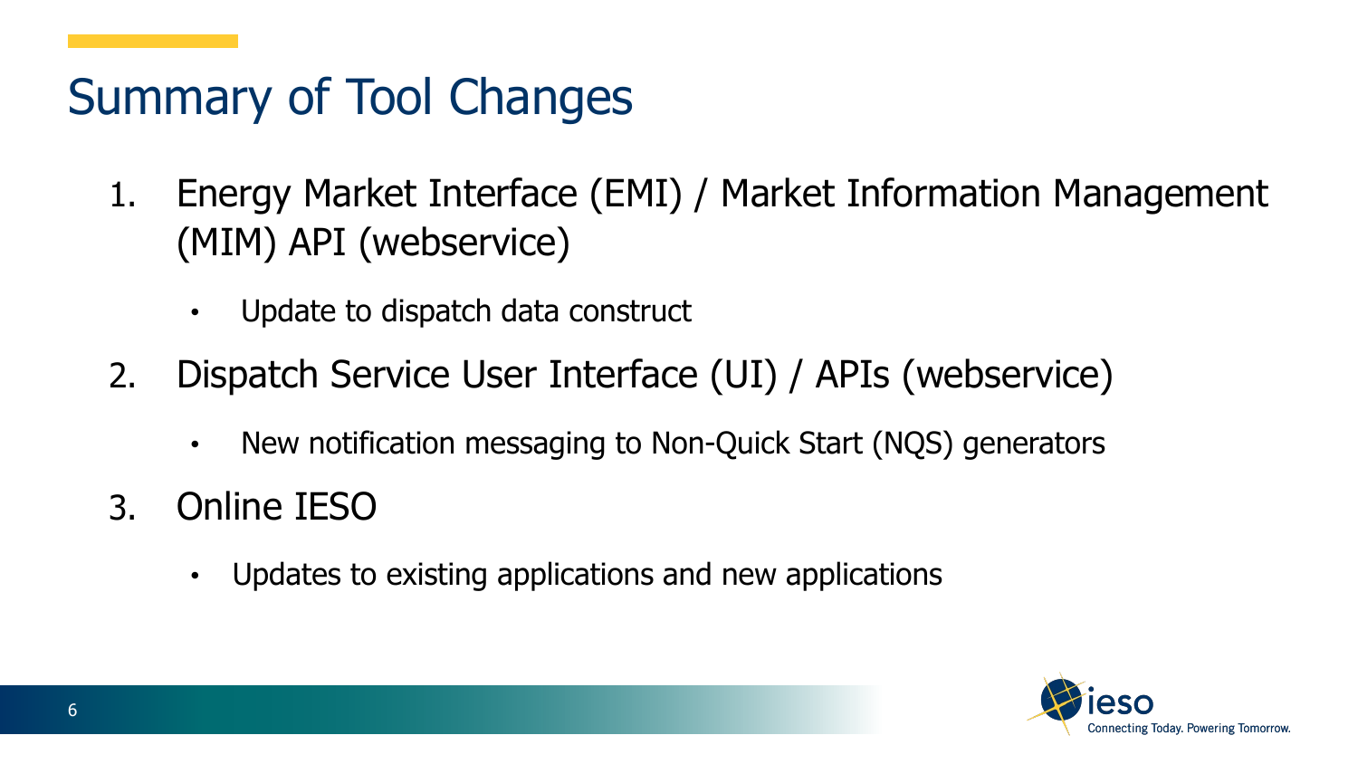# Summary of Tool Changes

1. Energy Market Interface (EMI) / Market Information Management (MIM) API (webservice)
   - Update to dispatch data construct
2. Dispatch Service User Interface (UI) / APIs (webservice)
   - New notification messaging to Non-Quick Start (NQS) generators
3. Online IESO
   - Updates to existing applications and new applications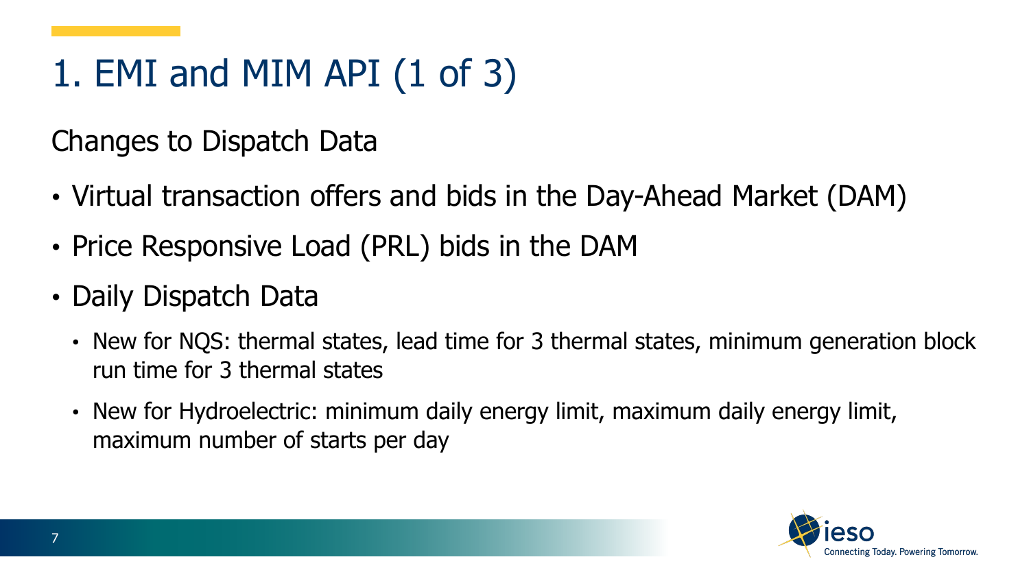# 1. EMI and MIM API (1 of 3)

Changes to Dispatch Data

- Virtual transaction offers and bids in the Day-Ahead Market (DAM)
- Price Responsive Load (PRL) bids in the DAM
- Daily Dispatch Data
  - New for NQS: thermal states, lead time for 3 thermal states, minimum generation block run time for 3 thermal states
  - New for Hydroelectric: minimum daily energy limit, maximum daily energy limit, maximum number of starts per day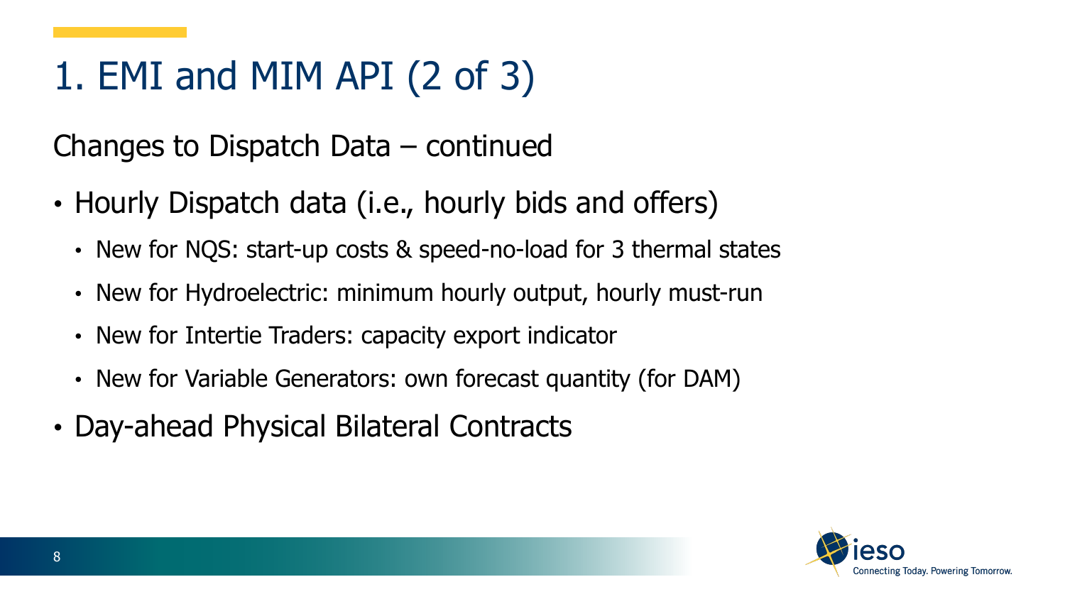# 1. EMI and MIM API (2 of 3)

Changes to Dispatch Data – continued

- Hourly Dispatch data (i.e., hourly bids and offers)
  - New for NQS: start-up costs & speed-no-load for 3 thermal states
  - New for Hydroelectric: minimum hourly output, hourly must-run
  - New for Intertie Traders: capacity export indicator
  - New for Variable Generators: own forecast quantity (for DAM)
- Day-ahead Physical Bilateral Contracts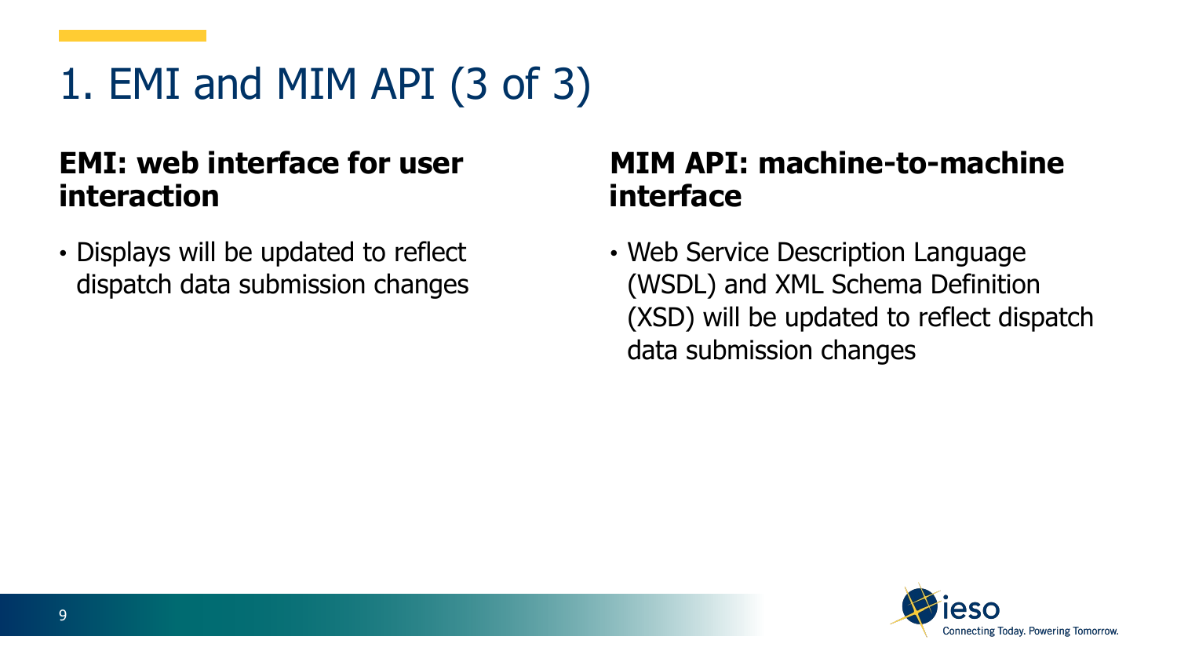# 1. EMI and MIM API (3 of 3)

## EMI: web interface for user interaction

- Displays will be updated to reflect dispatch data submission changes

## MIM API: machine-to-machine interface

- Web Service Description Language (WSDL) and XML Schema Definition (XSD) will be updated to reflect dispatch data submission changes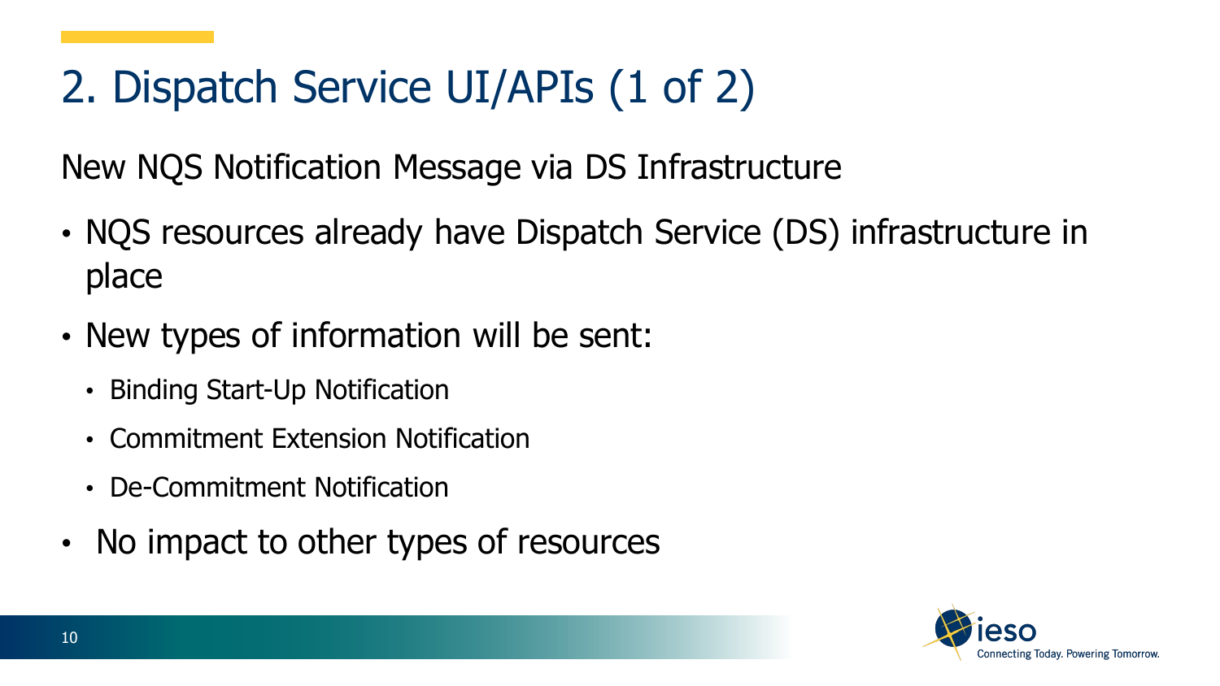# 2. Dispatch Service UI/APIs (1 of 2)

New NQS Notification Message via DS Infrastructure

- NQS resources already have Dispatch Service (DS) infrastructure in place
- New types of information will be sent:
  - Binding Start-Up Notification
  - Commitment Extension Notification
  - De-Commitment Notification
- No impact to other types of resources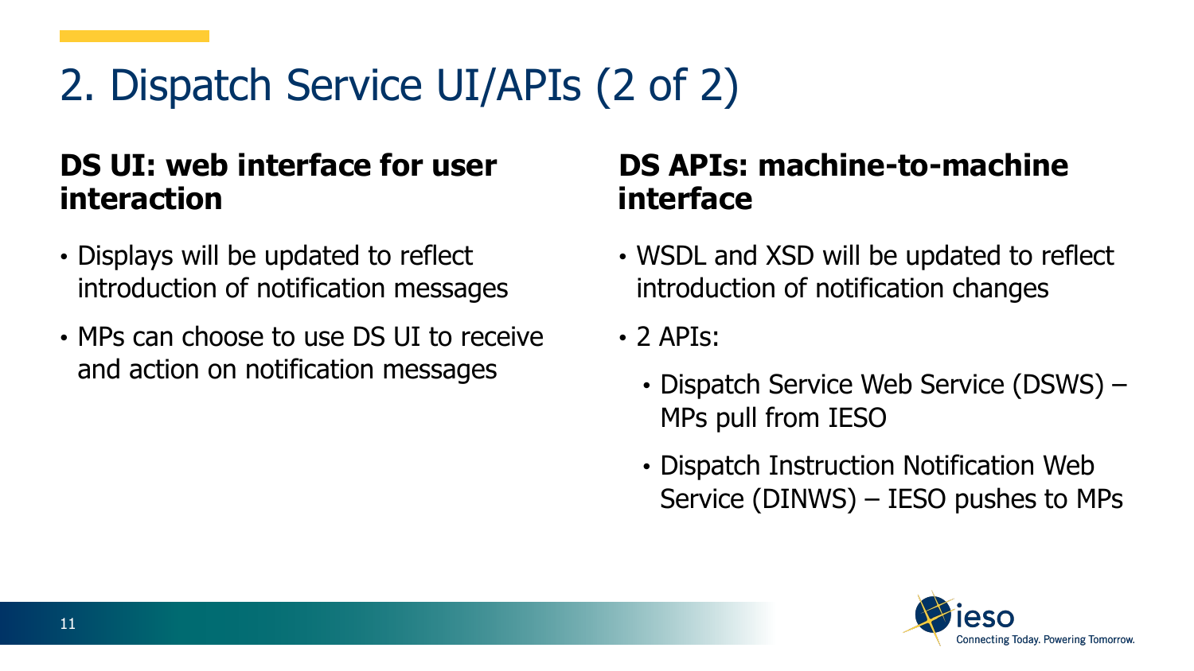# 2. Dispatch Service UI/APIs (2 of 2)

## DS UI: web interface for user interaction

- Displays will be updated to reflect introduction of notification messages
- MPs can choose to use DS UI to receive and action on notification messages

## DS APIs: machine-to-machine interface

- WSDL and XSD will be updated to reflect introduction of notification changes
- 2 APIs:
  - Dispatch Service Web Service (DSWS) – MPs pull from IESO
  - Dispatch Instruction Notification Web Service (DINWS) – IESO pushes to MPs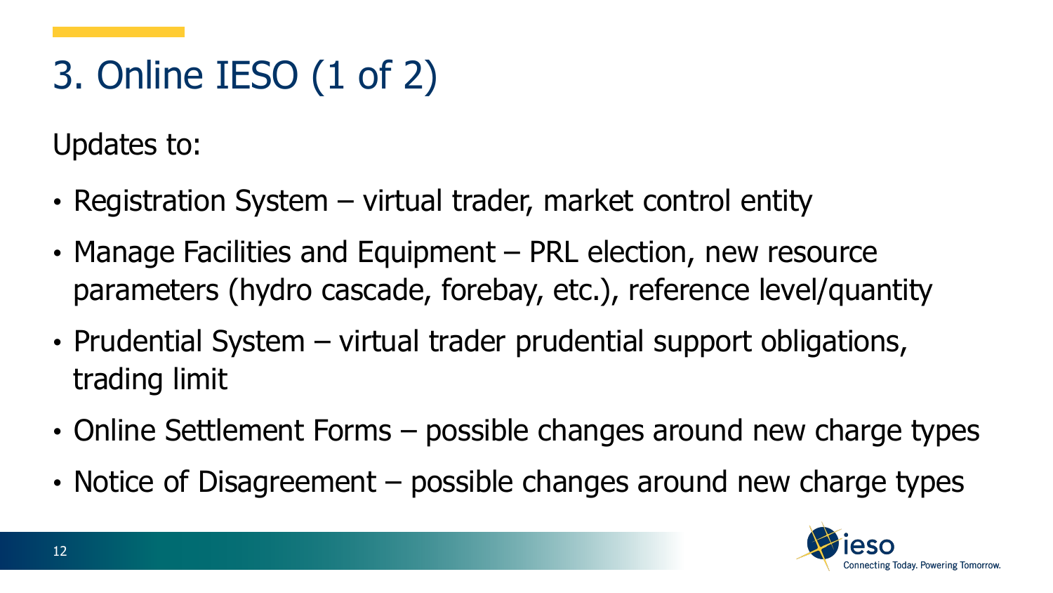# 3. Online IESO (1 of 2)

Updates to:

- Registration System – virtual trader, market control entity
- Manage Facilities and Equipment – PRL election, new resource parameters (hydro cascade, forebay, etc.), reference level/quantity
- Prudential System – virtual trader prudential support obligations, trading limit
- Online Settlement Forms – possible changes around new charge types
- Notice of Disagreement – possible changes around new charge types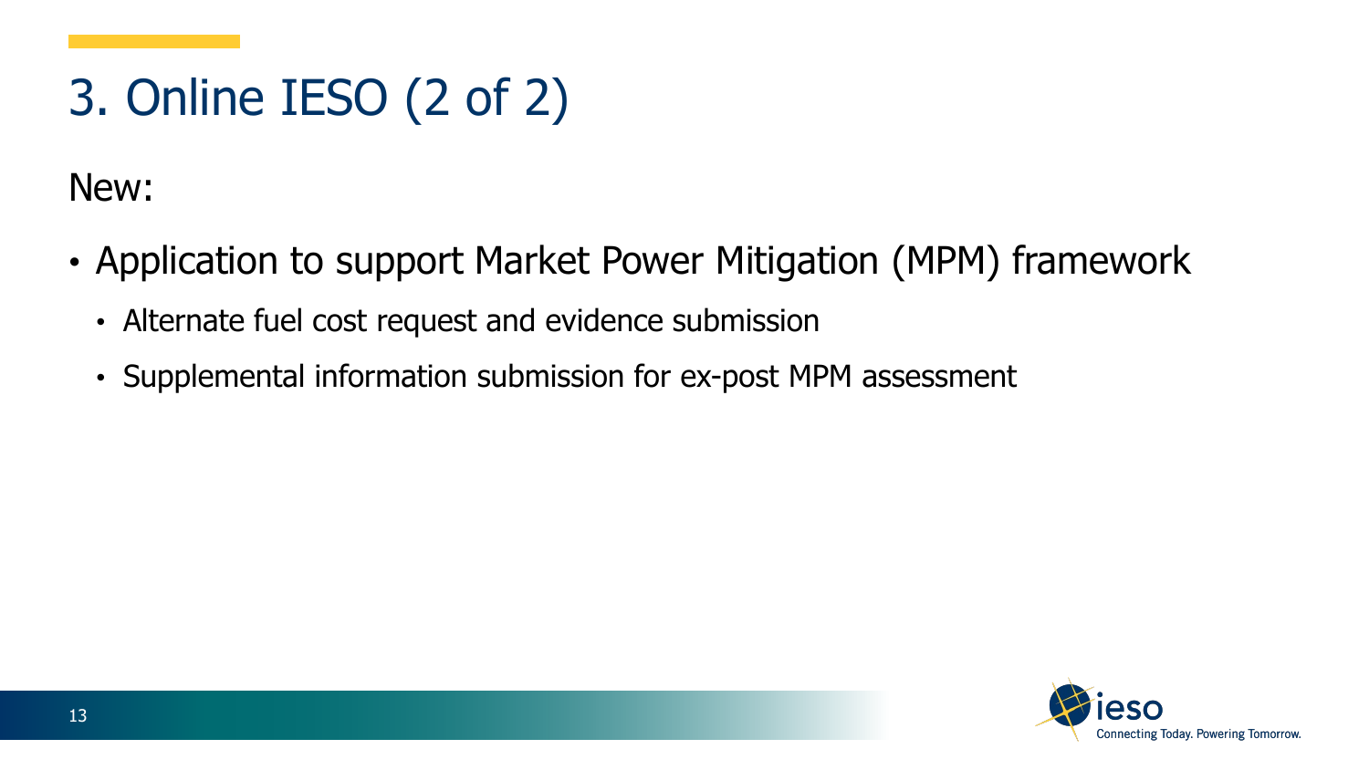# 3. Online IESO (2 of 2)

New:

- Application to support Market Power Mitigation (MPM) framework
  - Alternate fuel cost request and evidence submission
  - Supplemental information submission for ex-post MPM assessment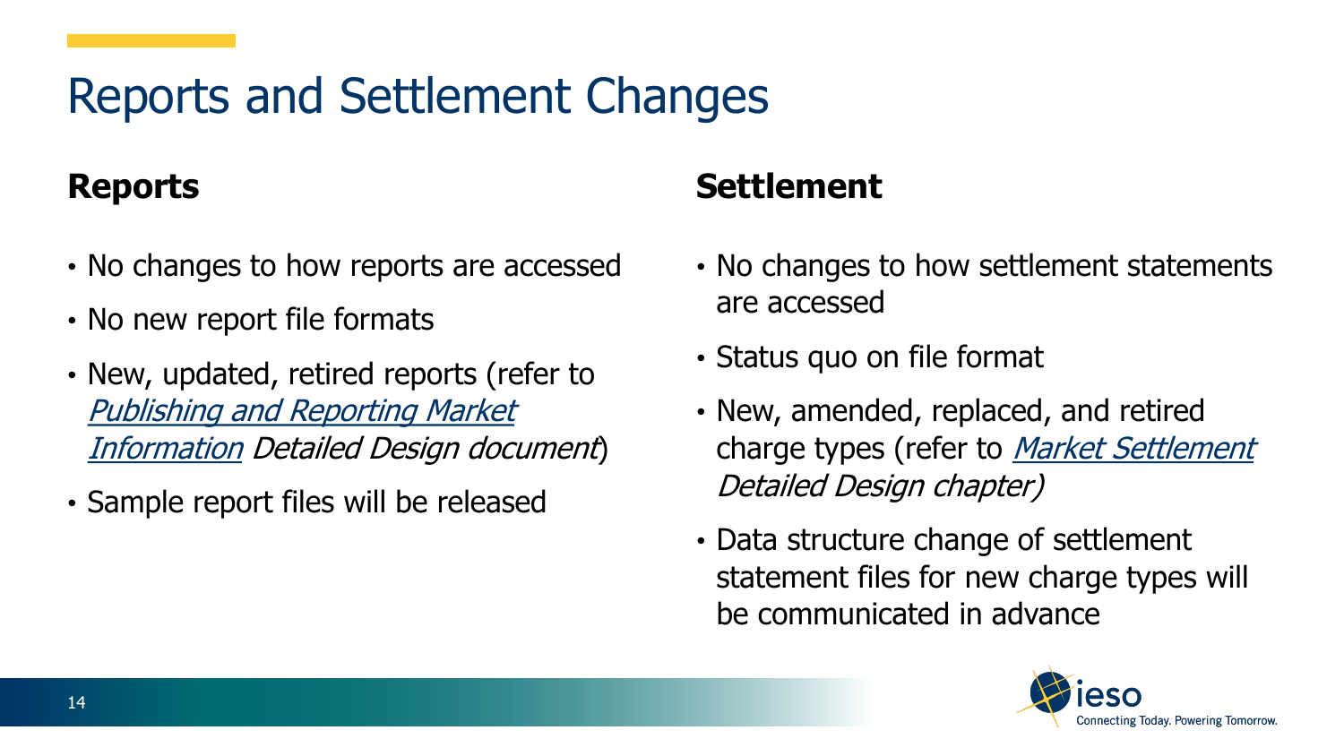# Reports and Settlement Changes

## Reports

- No changes to how reports are accessed
- No new report file formats
- New, updated, retired reports (refer to *Publishing and Reporting Market Information Detailed Design document*)
- Sample report files will be released

## Settlement

- No changes to how settlement statements are accessed
- Status quo on file format
- New, amended, replaced, and retired charge types (refer to *Market Settlement Detailed Design chapter)*
- Data structure change of settlement statement files for new charge types will be communicated in advance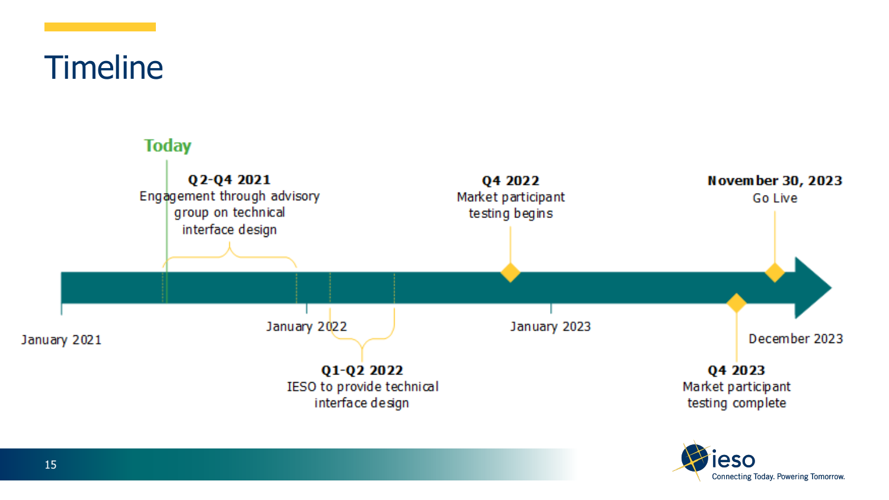# Timeline

**Today**

**Q2-Q4 2021**
Engagement through advisory group on technical interface design

**Q4 2022**
Market participant testing begins

**November 30, 2023**
Go Live

January 2021

January 2022

January 2023

December 2023

**Q1-Q2 2022**
IESO to provide technical interface design

**Q4 2023**
Market participant testing complete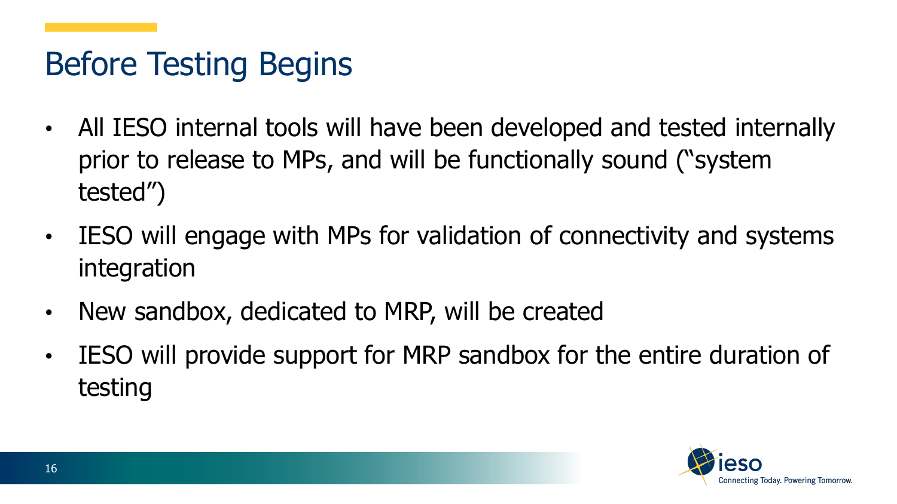# Before Testing Begins

- All IESO internal tools will have been developed and tested internally prior to release to MPs, and will be functionally sound ("system tested")
- IESO will engage with MPs for validation of connectivity and systems integration
- New sandbox, dedicated to MRP, will be created
- IESO will provide support for MRP sandbox for the entire duration of testing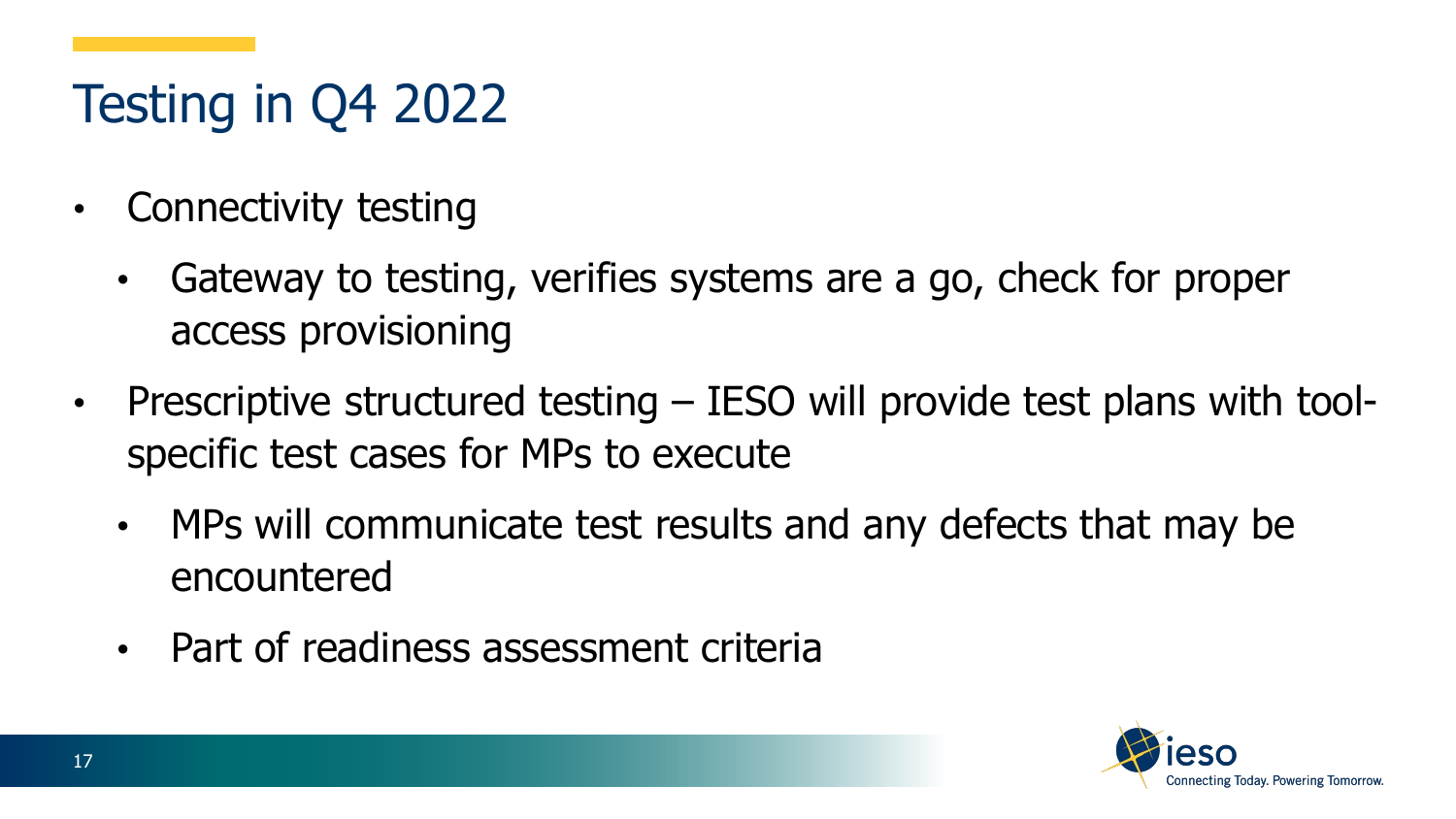# Testing in Q4 2022

- Connectivity testing
  - Gateway to testing, verifies systems are a go, check for proper access provisioning
- Prescriptive structured testing – IESO will provide test plans with tool-specific test cases for MPs to execute
  - MPs will communicate test results and any defects that may be encountered
  - Part of readiness assessment criteria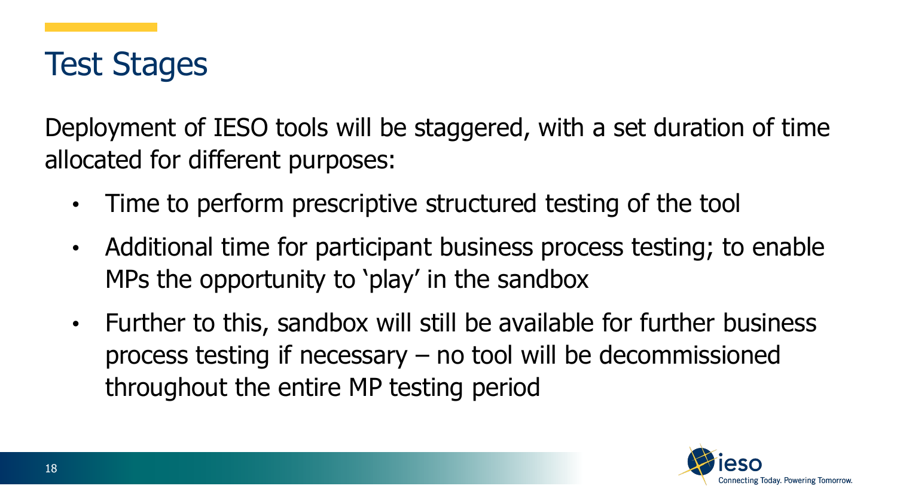# Test Stages

Deployment of IESO tools will be staggered, with a set duration of time allocated for different purposes:

- Time to perform prescriptive structured testing of the tool
- Additional time for participant business process testing; to enable MPs the opportunity to 'play' in the sandbox
- Further to this, sandbox will still be available for further business process testing if necessary – no tool will be decommissioned throughout the entire MP testing period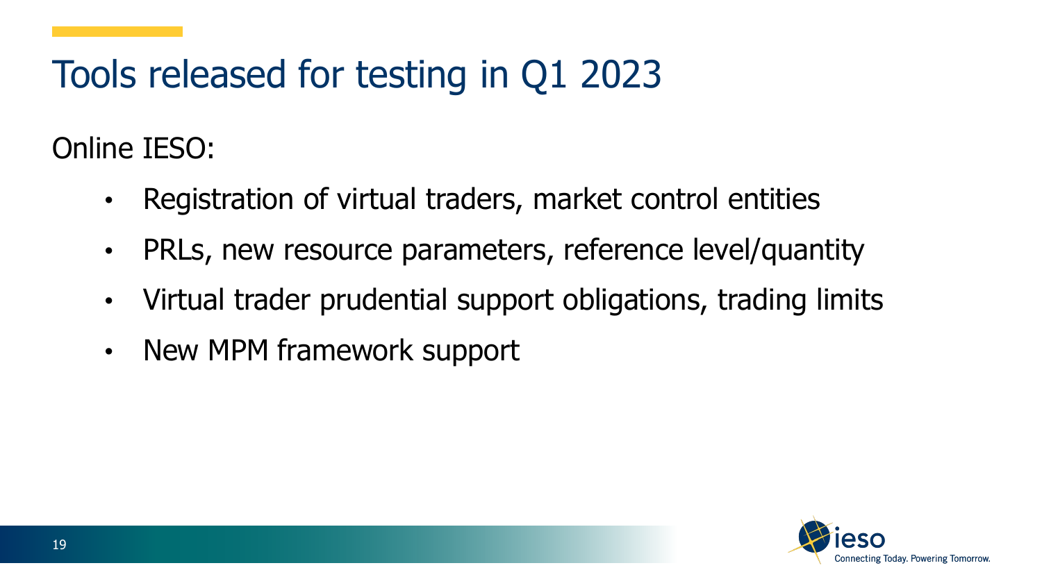# Tools released for testing in Q1 2023

Online IESO:

- Registration of virtual traders, market control entities
- PRLs, new resource parameters, reference level/quantity
- Virtual trader prudential support obligations, trading limits
- New MPM framework support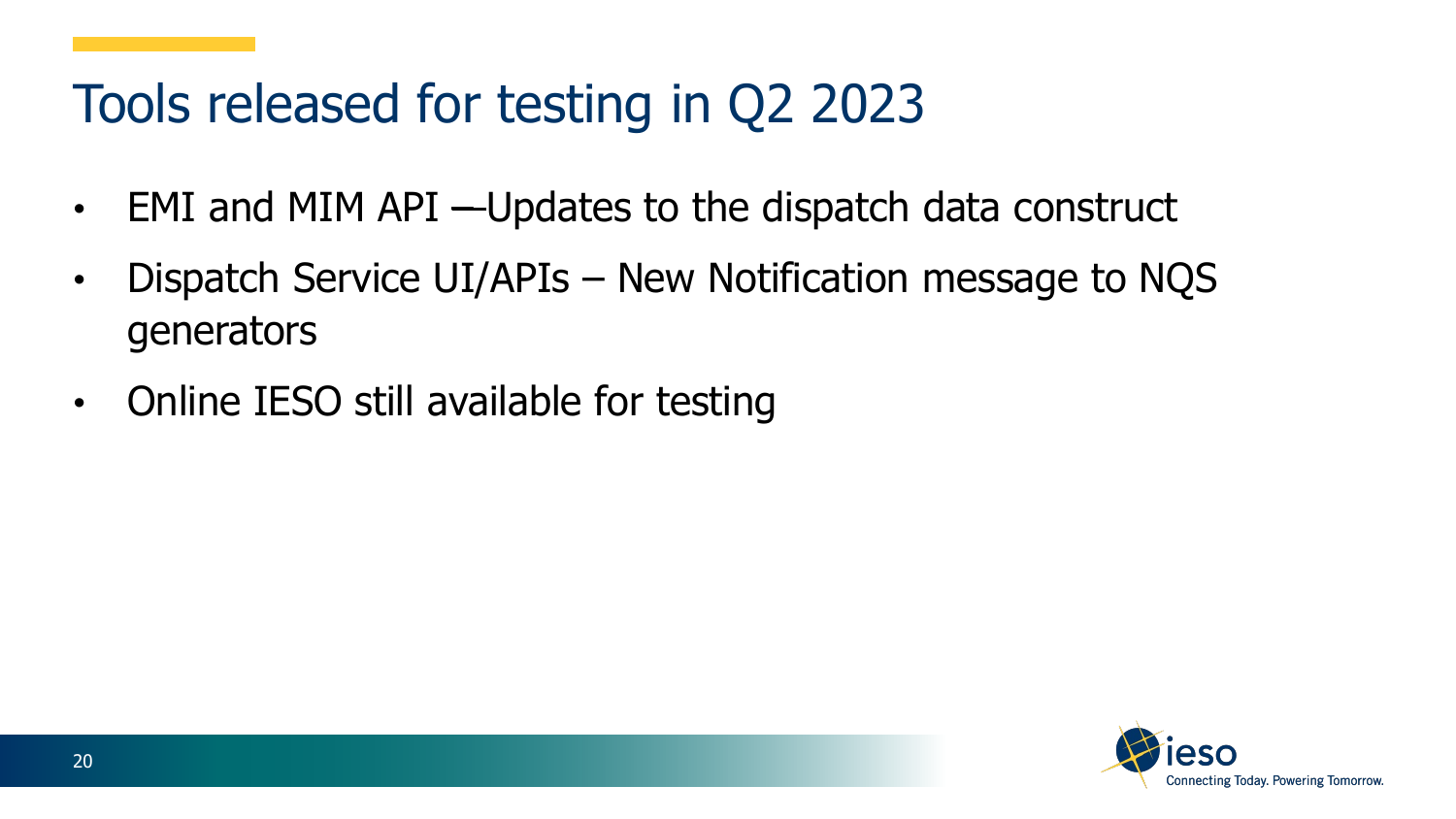# Tools released for testing in Q2 2023

- EMI and MIM API —Updates to the dispatch data construct
- Dispatch Service UI/APIs – New Notification message to NQS generators
- Online IESO still available for testing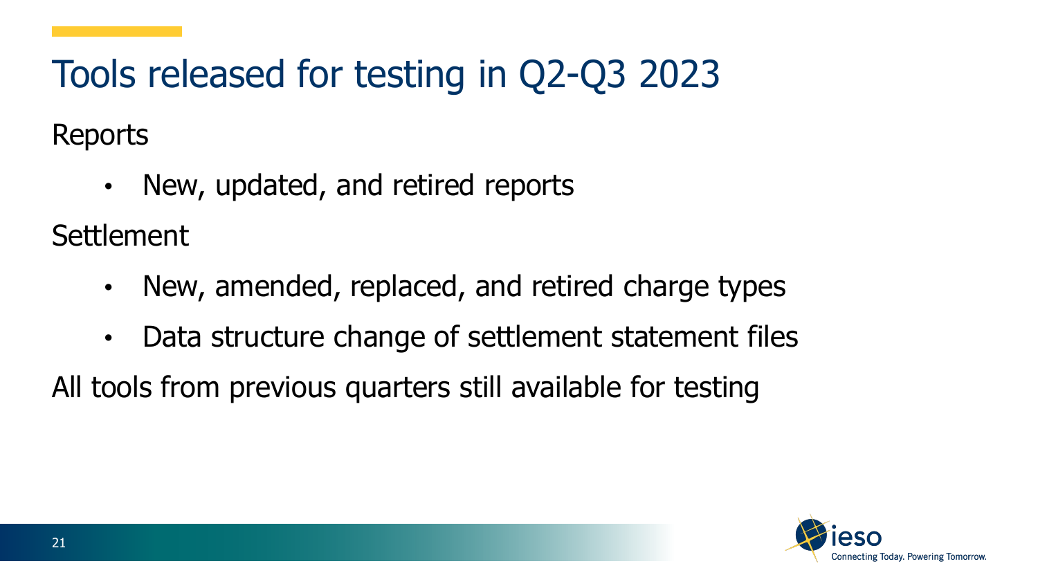# Tools released for testing in Q2-Q3 2023

Reports

- New, updated, and retired reports

Settlement

- New, amended, replaced, and retired charge types
- Data structure change of settlement statement files

All tools from previous quarters still available for testing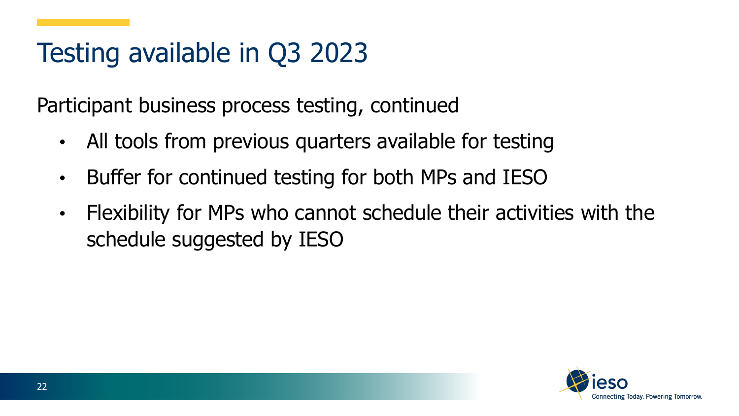# Testing available in Q3 2023

Participant business process testing, continued

- All tools from previous quarters available for testing
- Buffer for continued testing for both MPs and IESO
- Flexibility for MPs who cannot schedule their activities with the schedule suggested by IESO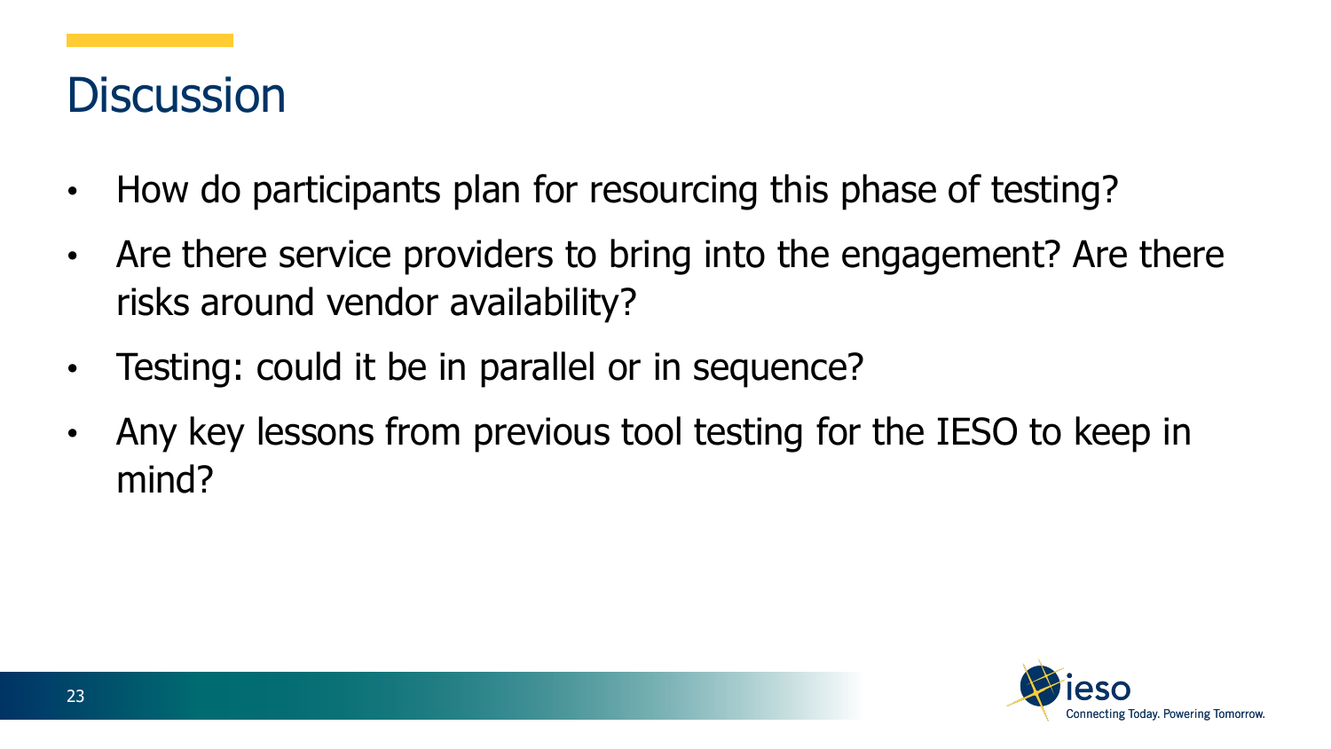# Discussion

- How do participants plan for resourcing this phase of testing?
- Are there service providers to bring into the engagement? Are there risks around vendor availability?
- Testing: could it be in parallel or in sequence?
- Any key lessons from previous tool testing for the IESO to keep in mind?